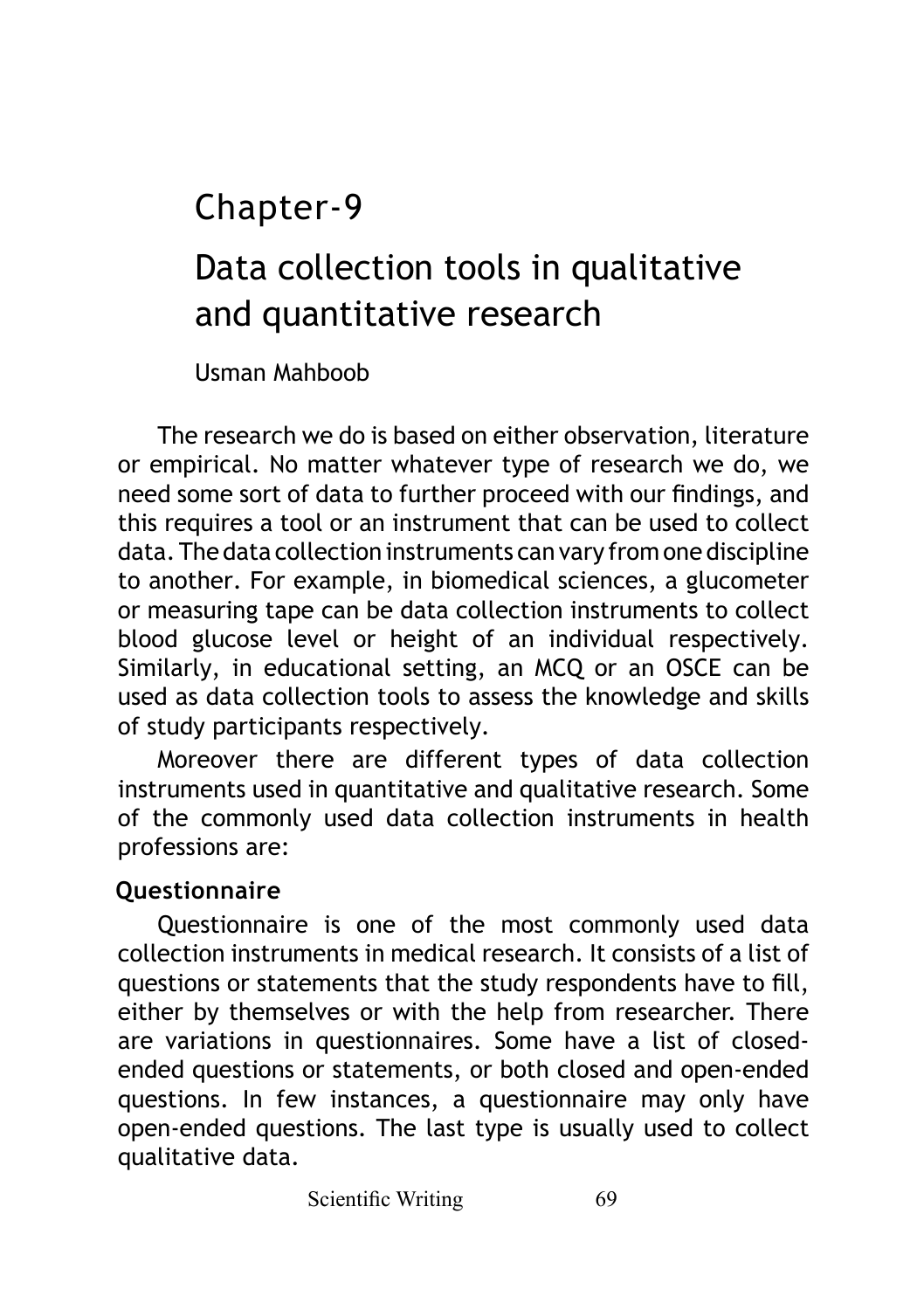# Chapter-9

# Data collection tools in qualitative and quantitative research

Usman Mahboob

The research we do is based on either observation, literature or empirical. No matter whatever type of research we do, we need some sort of data to further proceed with our findings, and this requires a tool or an instrument that can be used to collect data. The data collection instruments can vary from one discipline to another. For example, in biomedical sciences, a glucometer or measuring tape can be data collection instruments to collect blood glucose level or height of an individual respectively. Similarly, in educational setting, an MCQ or an OSCE can be used as data collection tools to assess the knowledge and skills of study participants respectively.

Moreover there are different types of data collection instruments used in quantitative and qualitative research. Some of the commonly used data collection instruments in health professions are:

## Questionnaire

Questionnaire is one of the most commonly used data collection instruments in medical research. It consists of a list of questions or statements that the study respondents have to fill, either by themselves or with the help from researcher. There are variations in questionnaires. Some have a list of closed-ended questions or statements, or both closed and open-ended questions. In few instances, a questionnaire may only have open-ended questions. The last type is usually used to collect qualitative data.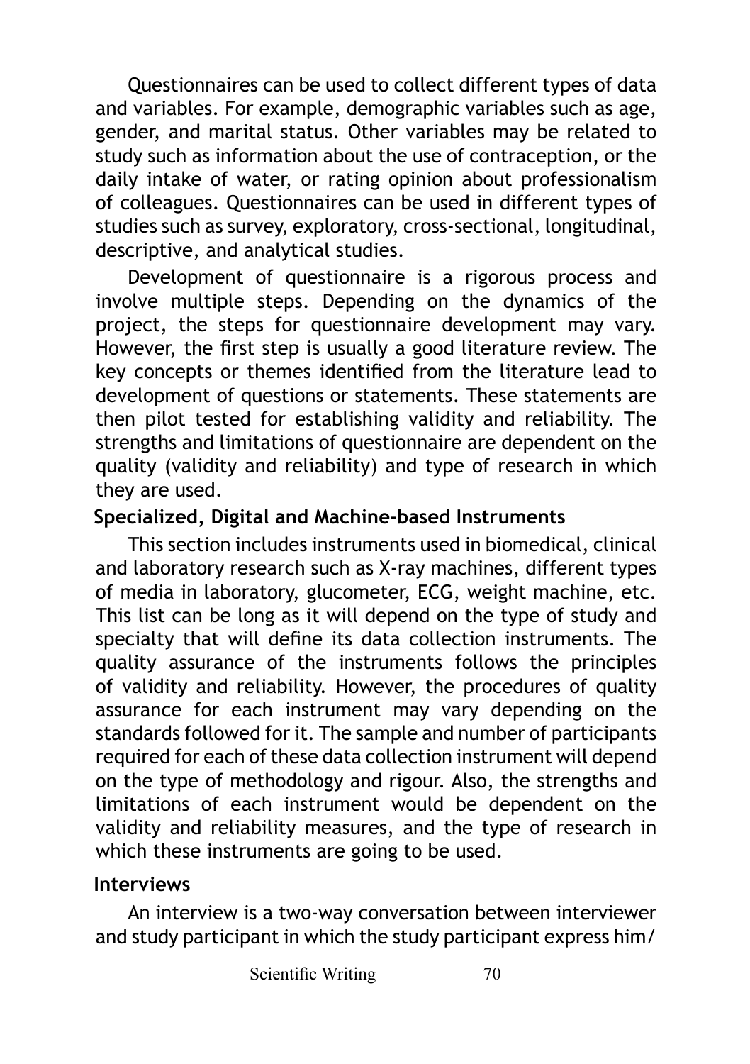Questionnaires can be used to collect different types of data and variables. For example, demographic variables such as age, gender, and marital status. Other variables may be related to study such as information about the use of contraception, or the daily intake of water, or rating opinion about professionalism of colleagues. Questionnaires can be used in different types of studies such as survey, exploratory, cross-sectional, longitudinal, descriptive, and analytical studies.

Development of questionnaire is a rigorous process and involve multiple steps. Depending on the dynamics of the project, the steps for questionnaire development may vary. However, the first step is usually a good literature review. The key concepts or themes identified from the literature lead to development of questions or statements. These statements are then pilot tested for establishing validity and reliability. The strengths and limitations of questionnaire are dependent on the quality (validity and reliability) and type of research in which they are used.

### Specialized, Digital and Machine-based Instruments

This section includes instruments used in biomedical, clinical and laboratory research such as X-ray machines, different types of media in laboratory, glucometer, ECG, weight machine, etc. This list can be long as it will depend on the type of study and specialty that will define its data collection instruments. The quality assurance of the instruments follows the principles of validity and reliability. However, the procedures of quality assurance for each instrument may vary depending on the standards followed for it. The sample and number of participants required for each of these data collection instrument will depend on the type of methodology and rigour. Also, the strengths and limitations of each instrument would be dependent on the validity and reliability measures, and the type of research in which these instruments are going to be used.

### Interviews

An interview is a two-way conversation between interviewer and study participant in which the study participant express him/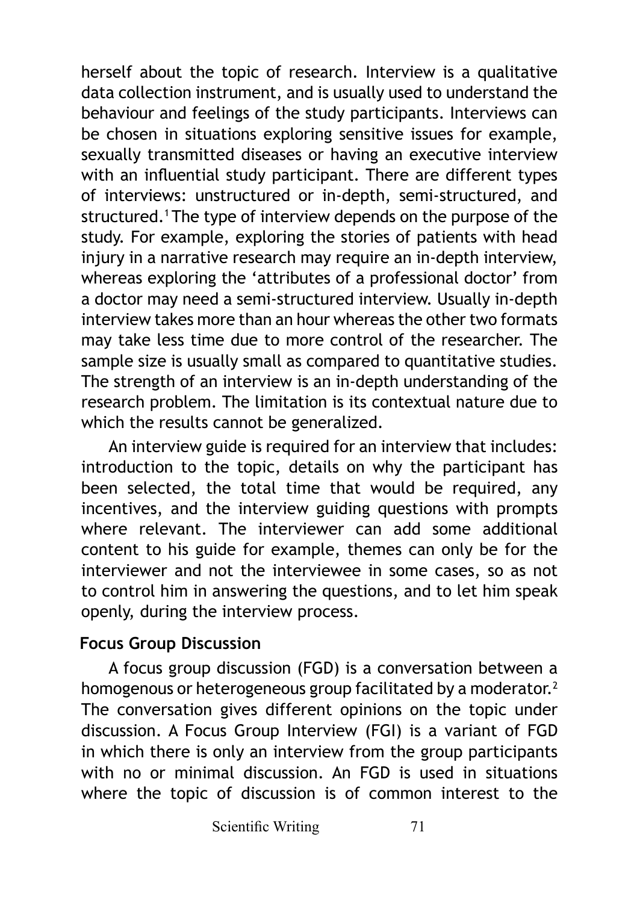herself about the topic of research. Interview is a qualitative data collection instrument, and is usually used to understand the behaviour and feelings of the study participants. Interviews can be chosen in situations exploring sensitive issues for example, sexually transmitted diseases or having an executive interview with an influential study participant. There are different types of interviews: unstructured or in-depth, semi-structured, and structured.[1] The type of interview depends on the purpose of the study. For example, exploring the stories of patients with head injury in a narrative research may require an in-depth interview, whereas exploring the 'attributes of a professional doctor' from a doctor may need a semi-structured interview. Usually in-depth interview takes more than an hour whereas the other two formats may take less time due to more control of the researcher. The sample size is usually small as compared to quantitative studies. The strength of an interview is an in-depth understanding of the research problem. The limitation is its contextual nature due to which the results cannot be generalized.

An interview guide is required for an interview that includes: introduction to the topic, details on why the participant has been selected, the total time that would be required, any incentives, and the interview guiding questions with prompts where relevant. The interviewer can add some additional content to his guide for example, themes can only be for the interviewer and not the interviewee in some cases, so as not to control him in answering the questions, and to let him speak openly, during the interview process.

### Focus Group Discussion

A focus group discussion (FGD) is a conversation between a homogenous or heterogeneous group facilitated by a moderator.[2] The conversation gives different opinions on the topic under discussion. A Focus Group Interview (FGI) is a variant of FGD in which there is only an interview from the group participants with no or minimal discussion. An FGD is used in situations where the topic of discussion is of common interest to the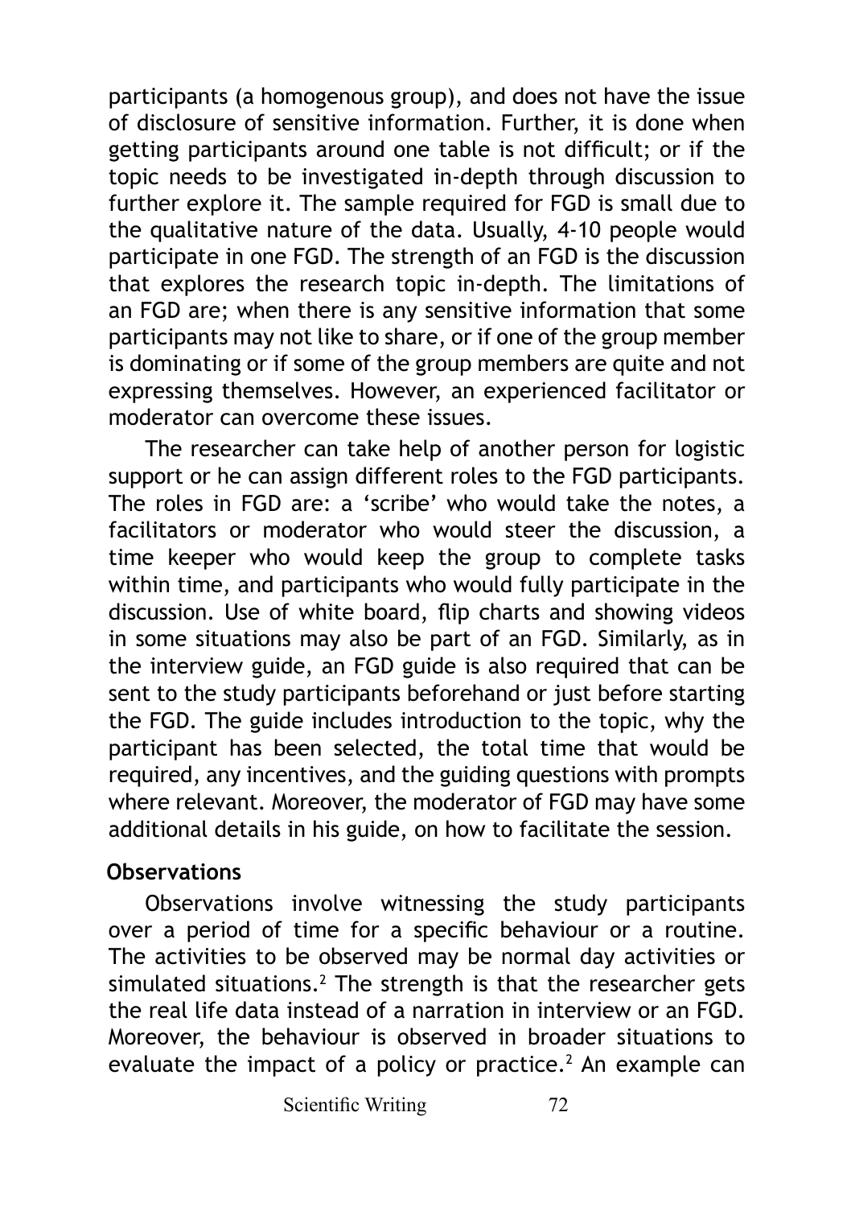participants (a homogenous group), and does not have the issue of disclosure of sensitive information. Further, it is done when getting participants around one table is not difficult; or if the topic needs to be investigated in-depth through discussion to further explore it. The sample required for FGD is small due to the qualitative nature of the data. Usually, 4-10 people would participate in one FGD. The strength of an FGD is the discussion that explores the research topic in-depth. The limitations of an FGD are; when there is any sensitive information that some participants may not like to share, or if one of the group member is dominating or if some of the group members are quite and not expressing themselves. However, an experienced facilitator or moderator can overcome these issues.

The researcher can take help of another person for logistic support or he can assign different roles to the FGD participants. The roles in FGD are: a 'scribe' who would take the notes, a facilitators or moderator who would steer the discussion, a time keeper who would keep the group to complete tasks within time, and participants who would fully participate in the discussion. Use of white board, flip charts and showing videos in some situations may also be part of an FGD. Similarly, as in the interview guide, an FGD guide is also required that can be sent to the study participants beforehand or just before starting the FGD. The guide includes introduction to the topic, why the participant has been selected, the total time that would be required, any incentives, and the guiding questions with prompts where relevant. Moreover, the moderator of FGD may have some additional details in his guide, on how to facilitate the session.

**Observations**

Observations involve witnessing the study participants over a period of time for a specific behaviour or a routine. The activities to be observed may be normal day activities or simulated situations.[2] The strength is that the researcher gets the real life data instead of a narration in interview or an FGD. Moreover, the behaviour is observed in broader situations to evaluate the impact of a policy or practice.[2] An example can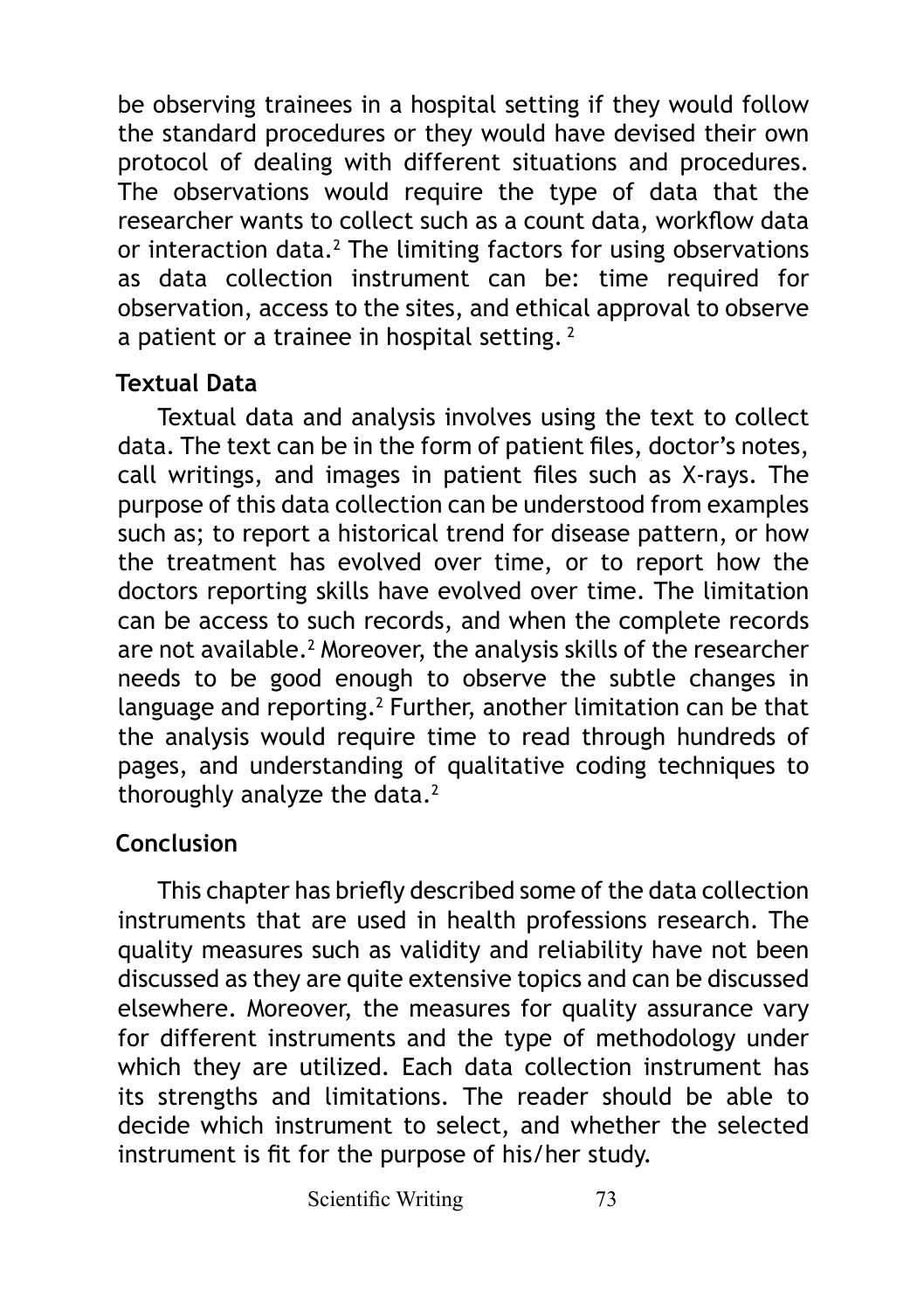be observing trainees in a hospital setting if they would follow the standard procedures or they would have devised their own protocol of dealing with different situations and procedures. The observations would require the type of data that the researcher wants to collect such as a count data, workflow data or interaction data.[2] The limiting factors for using observations as data collection instrument can be: time required for observation, access to the sites, and ethical approval to observe a patient or a trainee in hospital setting. [2]

### Textual Data

Textual data and analysis involves using the text to collect data. The text can be in the form of patient files, doctor's notes, call writings, and images in patient files such as X-rays. The purpose of this data collection can be understood from examples such as; to report a historical trend for disease pattern, or how the treatment has evolved over time, or to report how the doctors reporting skills have evolved over time. The limitation can be access to such records, and when the complete records are not available.[2] Moreover, the analysis skills of the researcher needs to be good enough to observe the subtle changes in language and reporting.[2] Further, another limitation can be that the analysis would require time to read through hundreds of pages, and understanding of qualitative coding techniques to thoroughly analyze the data.[2]

### Conclusion

This chapter has briefly described some of the data collection instruments that are used in health professions research. The quality measures such as validity and reliability have not been discussed as they are quite extensive topics and can be discussed elsewhere. Moreover, the measures for quality assurance vary for different instruments and the type of methodology under which they are utilized. Each data collection instrument has its strengths and limitations. The reader should be able to decide which instrument to select, and whether the selected instrument is fit for the purpose of his/her study.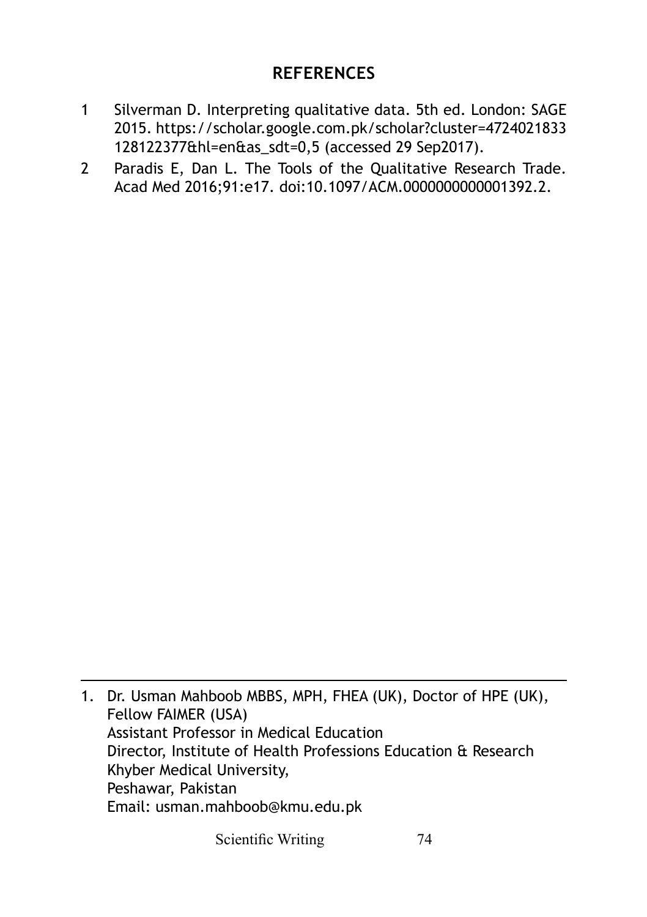## REFERENCES

1 Silverman D. Interpreting qualitative data. 5th ed. London: SAGE 2015. https://scholar.google.com.pk/scholar?cluster=4724021833128122377&hl=en&as_sdt=0,5 (accessed 29 Sep2017).

2 Paradis E, Dan L. The Tools of the Qualitative Research Trade. Acad Med 2016;91:e17. doi:10.1097/ACM.0000000000001392.2.

---

1. Dr. Usman Mahboob MBBS, MPH, FHEA (UK), Doctor of HPE (UK), Fellow FAIMER (USA)
   Assistant Professor in Medical Education
   Director, Institute of Health Professions Education & Research
   Khyber Medical University,
   Peshawar, Pakistan
   Email: usman.mahboob@kmu.edu.pk